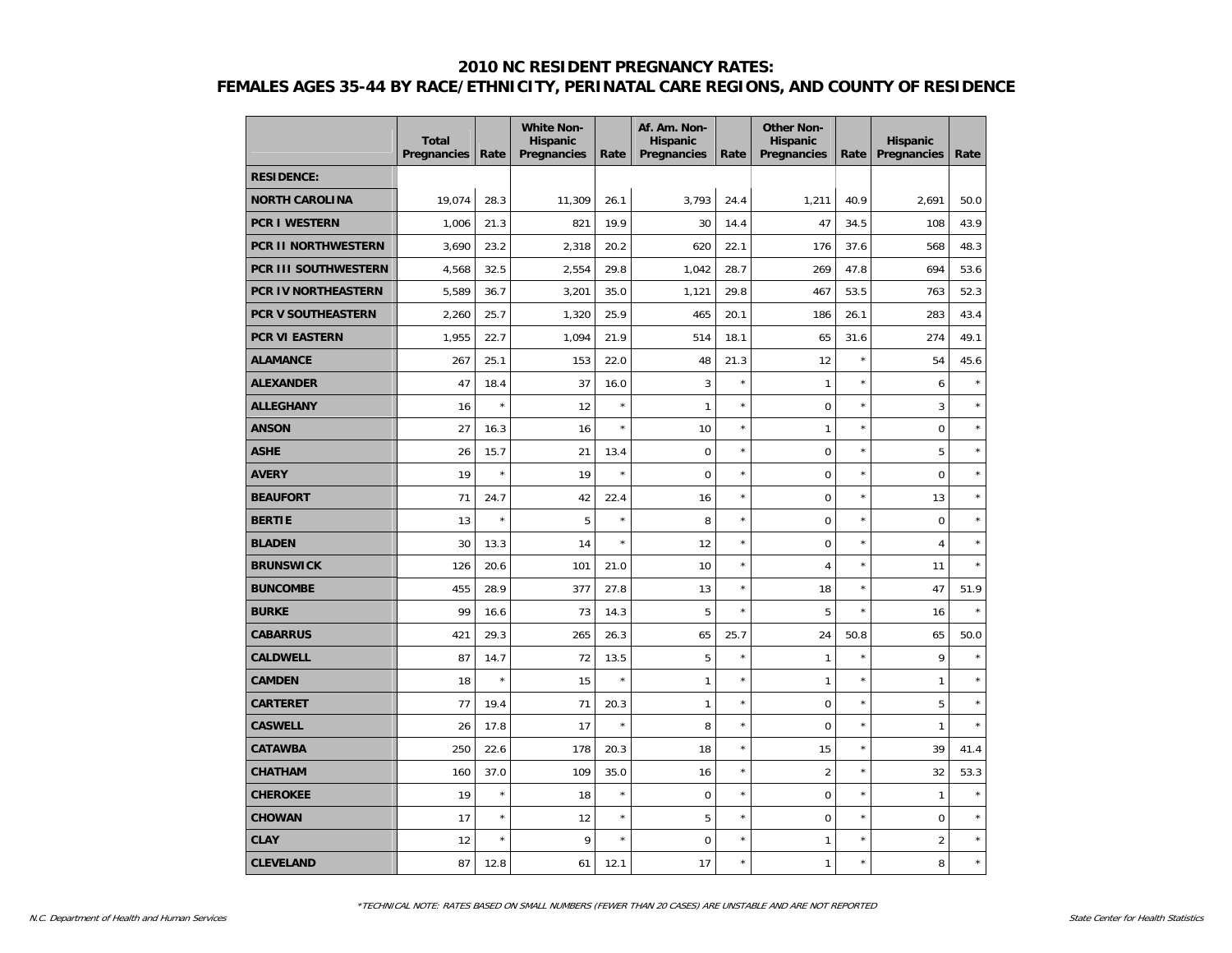# 2010 NC RESIDENT PREGNANCY RATES:
# FEMALES AGES 35-44 BY RACE/ETHNICITY, PERINATAL CARE REGIONS, AND COUNTY OF RESIDENCE

| | Total Pregnancies | Rate | White Non-Hispanic Pregnancies | Rate | Af. Am. Non-Hispanic Pregnancies | Rate | Other Non-Hispanic Pregnancies | Rate | Hispanic Pregnancies | Rate |
|---|---|---|---|---|---|---|---|---|---|---|
| **RESIDENCE:** | | | | | | | | | | |
| **NORTH CAROLINA** | 19,074 | 28.3 | 11,309 | 26.1 | 3,793 | 24.4 | 1,211 | 40.9 | 2,691 | 50.0 |
| **PCR I WESTERN** | 1,006 | 21.3 | 821 | 19.9 | 30 | 14.4 | 47 | 34.5 | 108 | 43.9 |
| **PCR II NORTHWESTERN** | 3,690 | 23.2 | 2,318 | 20.2 | 620 | 22.1 | 176 | 37.6 | 568 | 48.3 |
| **PCR III SOUTHWESTERN** | 4,568 | 32.5 | 2,554 | 29.8 | 1,042 | 28.7 | 269 | 47.8 | 694 | 53.6 |
| **PCR IV NORTHEASTERN** | 5,589 | 36.7 | 3,201 | 35.0 | 1,121 | 29.8 | 467 | 53.5 | 763 | 52.3 |
| **PCR V SOUTHEASTERN** | 2,260 | 25.7 | 1,320 | 25.9 | 465 | 20.1 | 186 | 26.1 | 283 | 43.4 |
| **PCR VI EASTERN** | 1,955 | 22.7 | 1,094 | 21.9 | 514 | 18.1 | 65 | 31.6 | 274 | 49.1 |
| **ALAMANCE** | 267 | 25.1 | 153 | 22.0 | 48 | 21.3 | 12 | * | 54 | 45.6 |
| **ALEXANDER** | 47 | 18.4 | 37 | 16.0 | 3 | * | 1 | * | 6 | * |
| **ALLEGHANY** | 16 | * | 12 | * | 1 | * | 0 | * | 3 | * |
| **ANSON** | 27 | 16.3 | 16 | * | 10 | * | 1 | * | 0 | * |
| **ASHE** | 26 | 15.7 | 21 | 13.4 | 0 | * | 0 | * | 5 | * |
| **AVERY** | 19 | * | 19 | * | 0 | * | 0 | * | 0 | * |
| **BEAUFORT** | 71 | 24.7 | 42 | 22.4 | 16 | * | 0 | * | 13 | * |
| **BERTIE** | 13 | * | 5 | * | 8 | * | 0 | * | 0 | * |
| **BLADEN** | 30 | 13.3 | 14 | * | 12 | * | 0 | * | 4 | * |
| **BRUNSWICK** | 126 | 20.6 | 101 | 21.0 | 10 | * | 4 | * | 11 | * |
| **BUNCOMBE** | 455 | 28.9 | 377 | 27.8 | 13 | * | 18 | * | 47 | 51.9 |
| **BURKE** | 99 | 16.6 | 73 | 14.3 | 5 | * | 5 | * | 16 | * |
| **CABARRUS** | 421 | 29.3 | 265 | 26.3 | 65 | 25.7 | 24 | 50.8 | 65 | 50.0 |
| **CALDWELL** | 87 | 14.7 | 72 | 13.5 | 5 | * | 1 | * | 9 | * |
| **CAMDEN** | 18 | * | 15 | * | 1 | * | 1 | * | 1 | * |
| **CARTERET** | 77 | 19.4 | 71 | 20.3 | 1 | * | 0 | * | 5 | * |
| **CASWELL** | 26 | 17.8 | 17 | * | 8 | * | 0 | * | 1 | * |
| **CATAWBA** | 250 | 22.6 | 178 | 20.3 | 18 | * | 15 | * | 39 | 41.4 |
| **CHATHAM** | 160 | 37.0 | 109 | 35.0 | 16 | * | 2 | * | 32 | 53.3 |
| **CHEROKEE** | 19 | * | 18 | * | 0 | * | 0 | * | 1 | * |
| **CHOWAN** | 17 | * | 12 | * | 5 | * | 0 | * | 0 | * |
| **CLAY** | 12 | * | 9 | * | 0 | * | 1 | * | 2 | * |
| **CLEVELAND** | 87 | 12.8 | 61 | 12.1 | 17 | * | 1 | * | 8 | * |

*TECHNICAL NOTE: RATES BASED ON SMALL NUMBERS (FEWER THAN 20 CASES) ARE UNSTABLE AND ARE NOT REPORTED

*N.C. Department of Health and Human Services* — *State Center for Health Statistics*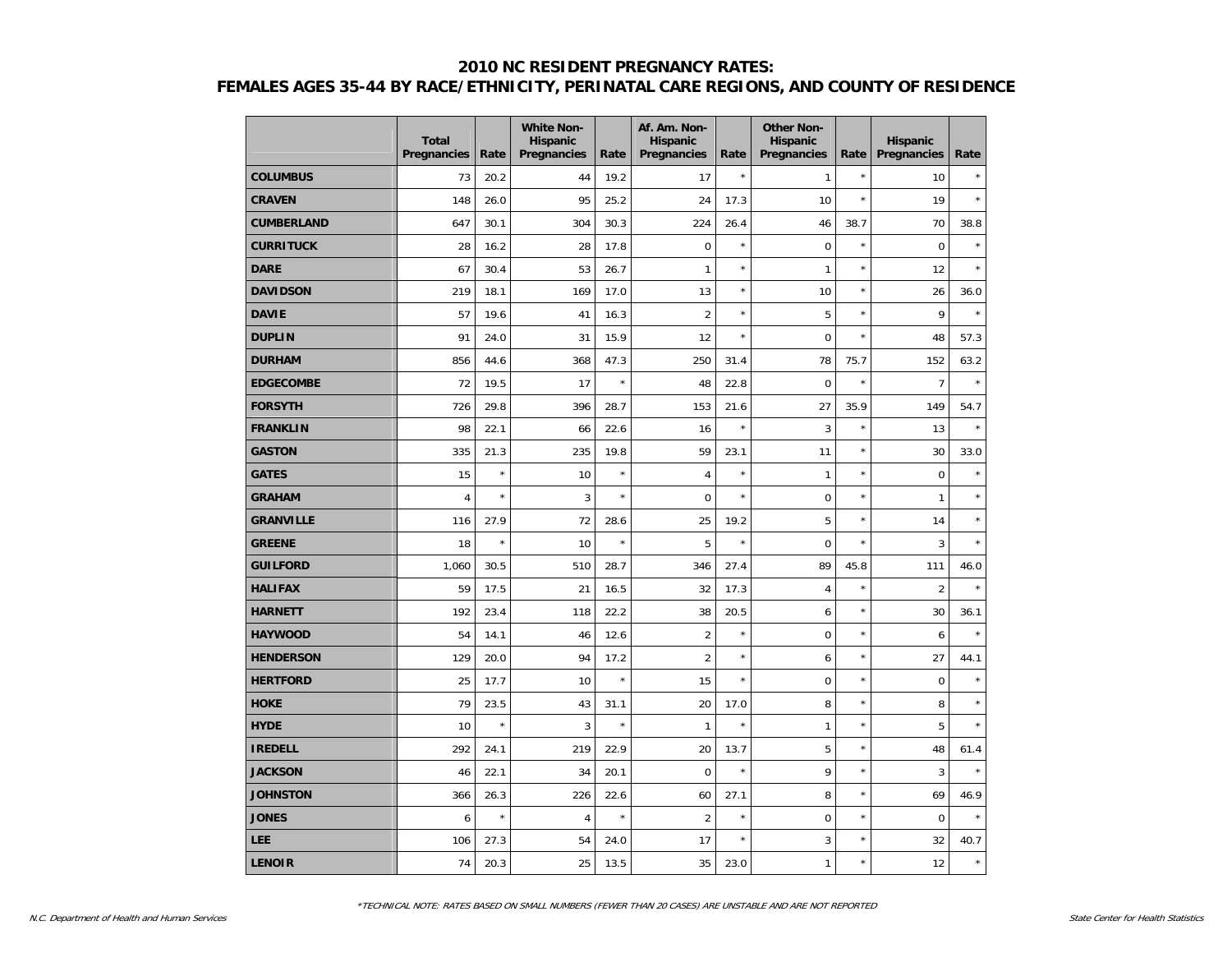# 2010 NC RESIDENT PREGNANCY RATES:
## FEMALES AGES 35-44 BY RACE/ETHNICITY, PERINATAL CARE REGIONS, AND COUNTY OF RESIDENCE

| | Total Pregnancies | Rate | White Non-Hispanic Pregnancies | Rate | Af. Am. Non-Hispanic Pregnancies | Rate | Other Non-Hispanic Pregnancies | Rate | Hispanic Pregnancies | Rate |
|---|---|---|---|---|---|---|---|---|---|---|
| **COLUMBUS** | 73 | 20.2 | 44 | 19.2 | 17 | * | 1 | * | 10 | * |
| **CRAVEN** | 148 | 26.0 | 95 | 25.2 | 24 | 17.3 | 10 | * | 19 | * |
| **CUMBERLAND** | 647 | 30.1 | 304 | 30.3 | 224 | 26.4 | 46 | 38.7 | 70 | 38.8 |
| **CURRITUCK** | 28 | 16.2 | 28 | 17.8 | 0 | * | 0 | * | 0 | * |
| **DARE** | 67 | 30.4 | 53 | 26.7 | 1 | * | 1 | * | 12 | * |
| **DAVIDSON** | 219 | 18.1 | 169 | 17.0 | 13 | * | 10 | * | 26 | 36.0 |
| **DAVIE** | 57 | 19.6 | 41 | 16.3 | 2 | * | 5 | * | 9 | * |
| **DUPLIN** | 91 | 24.0 | 31 | 15.9 | 12 | * | 0 | * | 48 | 57.3 |
| **DURHAM** | 856 | 44.6 | 368 | 47.3 | 250 | 31.4 | 78 | 75.7 | 152 | 63.2 |
| **EDGECOMBE** | 72 | 19.5 | 17 | * | 48 | 22.8 | 0 | * | 7 | * |
| **FORSYTH** | 726 | 29.8 | 396 | 28.7 | 153 | 21.6 | 27 | 35.9 | 149 | 54.7 |
| **FRANKLIN** | 98 | 22.1 | 66 | 22.6 | 16 | * | 3 | * | 13 | * |
| **GASTON** | 335 | 21.3 | 235 | 19.8 | 59 | 23.1 | 11 | * | 30 | 33.0 |
| **GATES** | 15 | * | 10 | * | 4 | * | 1 | * | 0 | * |
| **GRAHAM** | 4 | * | 3 | * | 0 | * | 0 | * | 1 | * |
| **GRANVILLE** | 116 | 27.9 | 72 | 28.6 | 25 | 19.2 | 5 | * | 14 | * |
| **GREENE** | 18 | * | 10 | * | 5 | * | 0 | * | 3 | * |
| **GUILFORD** | 1,060 | 30.5 | 510 | 28.7 | 346 | 27.4 | 89 | 45.8 | 111 | 46.0 |
| **HALIFAX** | 59 | 17.5 | 21 | 16.5 | 32 | 17.3 | 4 | * | 2 | * |
| **HARNETT** | 192 | 23.4 | 118 | 22.2 | 38 | 20.5 | 6 | * | 30 | 36.1 |
| **HAYWOOD** | 54 | 14.1 | 46 | 12.6 | 2 | * | 0 | * | 6 | * |
| **HENDERSON** | 129 | 20.0 | 94 | 17.2 | 2 | * | 6 | * | 27 | 44.1 |
| **HERTFORD** | 25 | 17.7 | 10 | * | 15 | * | 0 | * | 0 | * |
| **HOKE** | 79 | 23.5 | 43 | 31.1 | 20 | 17.0 | 8 | * | 8 | * |
| **HYDE** | 10 | * | 3 | * | 1 | * | 1 | * | 5 | * |
| **IREDELL** | 292 | 24.1 | 219 | 22.9 | 20 | 13.7 | 5 | * | 48 | 61.4 |
| **JACKSON** | 46 | 22.1 | 34 | 20.1 | 0 | * | 9 | * | 3 | * |
| **JOHNSTON** | 366 | 26.3 | 226 | 22.6 | 60 | 27.1 | 8 | * | 69 | 46.9 |
| **JONES** | 6 | * | 4 | * | 2 | * | 0 | * | 0 | * |
| **LEE** | 106 | 27.3 | 54 | 24.0 | 17 | * | 3 | * | 32 | 40.7 |
| **LENOIR** | 74 | 20.3 | 25 | 13.5 | 35 | 23.0 | 1 | * | 12 | * |

*TECHNICAL NOTE: RATES BASED ON SMALL NUMBERS (FEWER THAN 20 CASES) ARE UNSTABLE AND ARE NOT REPORTED

*N.C. Department of Health and Human Services* — *State Center for Health Statistics*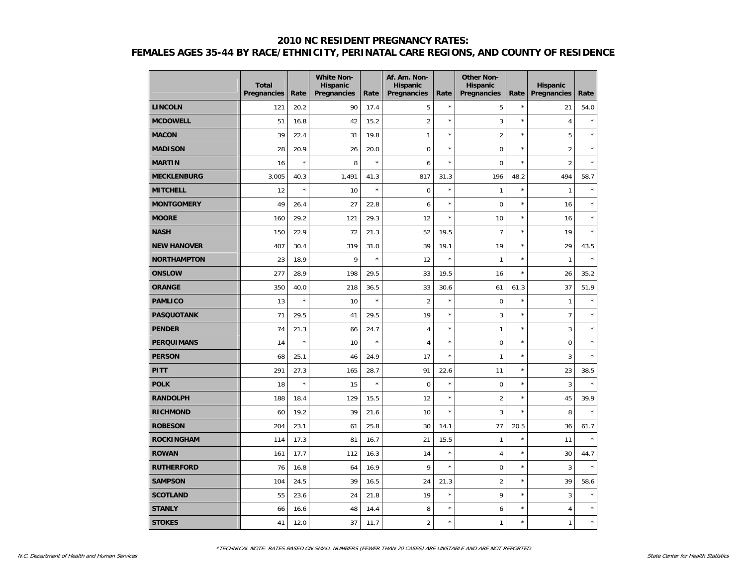## 2010 NC RESIDENT PREGNANCY RATES:
## FEMALES AGES 35-44 BY RACE/ETHNICITY, PERINATAL CARE REGIONS, AND COUNTY OF RESIDENCE

| | Total Pregnancies | Rate | White Non-Hispanic Pregnancies | Rate | Af. Am. Non-Hispanic Pregnancies | Rate | Other Non-Hispanic Pregnancies | Rate | Hispanic Pregnancies | Rate |
|---|---|---|---|---|---|---|---|---|---|---|
| **LINCOLN** | 121 | 20.2 | 90 | 17.4 | 5 | * | 5 | * | 21 | 54.0 |
| **MCDOWELL** | 51 | 16.8 | 42 | 15.2 | 2 | * | 3 | * | 4 | * |
| **MACON** | 39 | 22.4 | 31 | 19.8 | 1 | * | 2 | * | 5 | * |
| **MADISON** | 28 | 20.9 | 26 | 20.0 | 0 | * | 0 | * | 2 | * |
| **MARTIN** | 16 | * | 8 | * | 6 | * | 0 | * | 2 | * |
| **MECKLENBURG** | 3,005 | 40.3 | 1,491 | 41.3 | 817 | 31.3 | 196 | 48.2 | 494 | 58.7 |
| **MITCHELL** | 12 | * | 10 | * | 0 | * | 1 | * | 1 | * |
| **MONTGOMERY** | 49 | 26.4 | 27 | 22.8 | 6 | * | 0 | * | 16 | * |
| **MOORE** | 160 | 29.2 | 121 | 29.3 | 12 | * | 10 | * | 16 | * |
| **NASH** | 150 | 22.9 | 72 | 21.3 | 52 | 19.5 | 7 | * | 19 | * |
| **NEW HANOVER** | 407 | 30.4 | 319 | 31.0 | 39 | 19.1 | 19 | * | 29 | 43.5 |
| **NORTHAMPTON** | 23 | 18.9 | 9 | * | 12 | * | 1 | * | 1 | * |
| **ONSLOW** | 277 | 28.9 | 198 | 29.5 | 33 | 19.5 | 16 | * | 26 | 35.2 |
| **ORANGE** | 350 | 40.0 | 218 | 36.5 | 33 | 30.6 | 61 | 61.3 | 37 | 51.9 |
| **PAMLICO** | 13 | * | 10 | * | 2 | * | 0 | * | 1 | * |
| **PASQUOTANK** | 71 | 29.5 | 41 | 29.5 | 19 | * | 3 | * | 7 | * |
| **PENDER** | 74 | 21.3 | 66 | 24.7 | 4 | * | 1 | * | 3 | * |
| **PERQUIMANS** | 14 | * | 10 | * | 4 | * | 0 | * | 0 | * |
| **PERSON** | 68 | 25.1 | 46 | 24.9 | 17 | * | 1 | * | 3 | * |
| **PITT** | 291 | 27.3 | 165 | 28.7 | 91 | 22.6 | 11 | * | 23 | 38.5 |
| **POLK** | 18 | * | 15 | * | 0 | * | 0 | * | 3 | * |
| **RANDOLPH** | 188 | 18.4 | 129 | 15.5 | 12 | * | 2 | * | 45 | 39.9 |
| **RICHMOND** | 60 | 19.2 | 39 | 21.6 | 10 | * | 3 | * | 8 | * |
| **ROBESON** | 204 | 23.1 | 61 | 25.8 | 30 | 14.1 | 77 | 20.5 | 36 | 61.7 |
| **ROCKINGHAM** | 114 | 17.3 | 81 | 16.7 | 21 | 15.5 | 1 | * | 11 | * |
| **ROWAN** | 161 | 17.7 | 112 | 16.3 | 14 | * | 4 | * | 30 | 44.7 |
| **RUTHERFORD** | 76 | 16.8 | 64 | 16.9 | 9 | * | 0 | * | 3 | * |
| **SAMPSON** | 104 | 24.5 | 39 | 16.5 | 24 | 21.3 | 2 | * | 39 | 58.6 |
| **SCOTLAND** | 55 | 23.6 | 24 | 21.8 | 19 | * | 9 | * | 3 | * |
| **STANLY** | 66 | 16.6 | 48 | 14.4 | 8 | * | 6 | * | 4 | * |
| **STOKES** | 41 | 12.0 | 37 | 11.7 | 2 | * | 1 | * | 1 | * |

*TECHNICAL NOTE: RATES BASED ON SMALL NUMBERS (FEWER THAN 20 CASES) ARE UNSTABLE AND ARE NOT REPORTED

*N.C. Department of Health and Human Services* — *State Center for Health Statistics*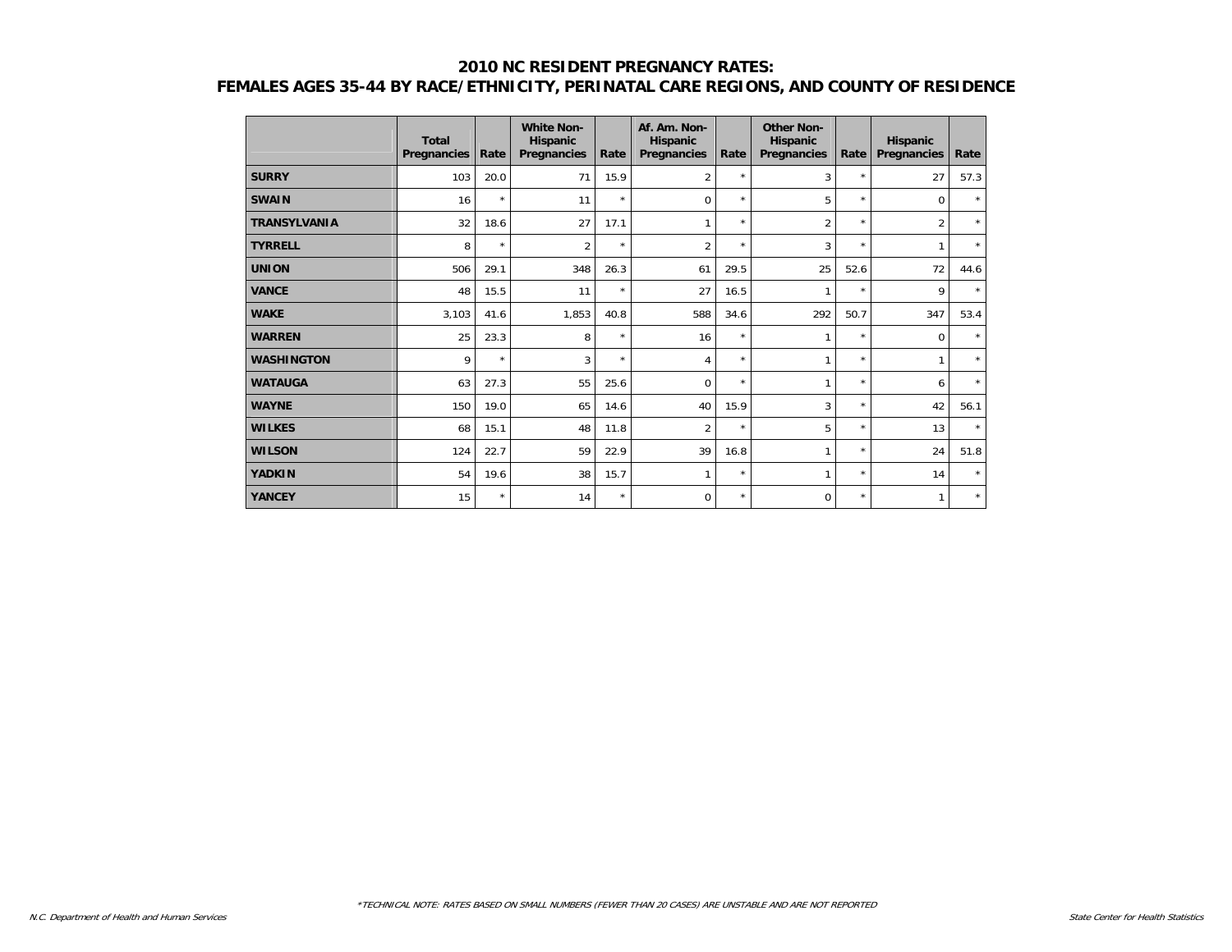# 2010 NC RESIDENT PREGNANCY RATES:
## FEMALES AGES 35-44 BY RACE/ETHNICITY, PERINATAL CARE REGIONS, AND COUNTY OF RESIDENCE

| | Total Pregnancies | Rate | White Non-Hispanic Pregnancies | Rate | Af. Am. Non-Hispanic Pregnancies | Rate | Other Non-Hispanic Pregnancies | Rate | Hispanic Pregnancies | Rate |
|---|---|---|---|---|---|---|---|---|---|---|
| **SURRY** | 103 | 20.0 | 71 | 15.9 | 2 | * | 3 | * | 27 | 57.3 |
| **SWAIN** | 16 | * | 11 | * | 0 | * | 5 | * | 0 | * |
| **TRANSYLVANIA** | 32 | 18.6 | 27 | 17.1 | 1 | * | 2 | * | 2 | * |
| **TYRRELL** | 8 | * | 2 | * | 2 | * | 3 | * | 1 | * |
| **UNION** | 506 | 29.1 | 348 | 26.3 | 61 | 29.5 | 25 | 52.6 | 72 | 44.6 |
| **VANCE** | 48 | 15.5 | 11 | * | 27 | 16.5 | 1 | * | 9 | * |
| **WAKE** | 3,103 | 41.6 | 1,853 | 40.8 | 588 | 34.6 | 292 | 50.7 | 347 | 53.4 |
| **WARREN** | 25 | 23.3 | 8 | * | 16 | * | 1 | * | 0 | * |
| **WASHINGTON** | 9 | * | 3 | * | 4 | * | 1 | * | 1 | * |
| **WATAUGA** | 63 | 27.3 | 55 | 25.6 | 0 | * | 1 | * | 6 | * |
| **WAYNE** | 150 | 19.0 | 65 | 14.6 | 40 | 15.9 | 3 | * | 42 | 56.1 |
| **WILKES** | 68 | 15.1 | 48 | 11.8 | 2 | * | 5 | * | 13 | * |
| **WILSON** | 124 | 22.7 | 59 | 22.9 | 39 | 16.8 | 1 | * | 24 | 51.8 |
| **YADKIN** | 54 | 19.6 | 38 | 15.7 | 1 | * | 1 | * | 14 | * |
| **YANCEY** | 15 | * | 14 | * | 0 | * | 0 | * | 1 | * |

*TECHNICAL NOTE: RATES BASED ON SMALL NUMBERS (FEWER THAN 20 CASES) ARE UNSTABLE AND ARE NOT REPORTED